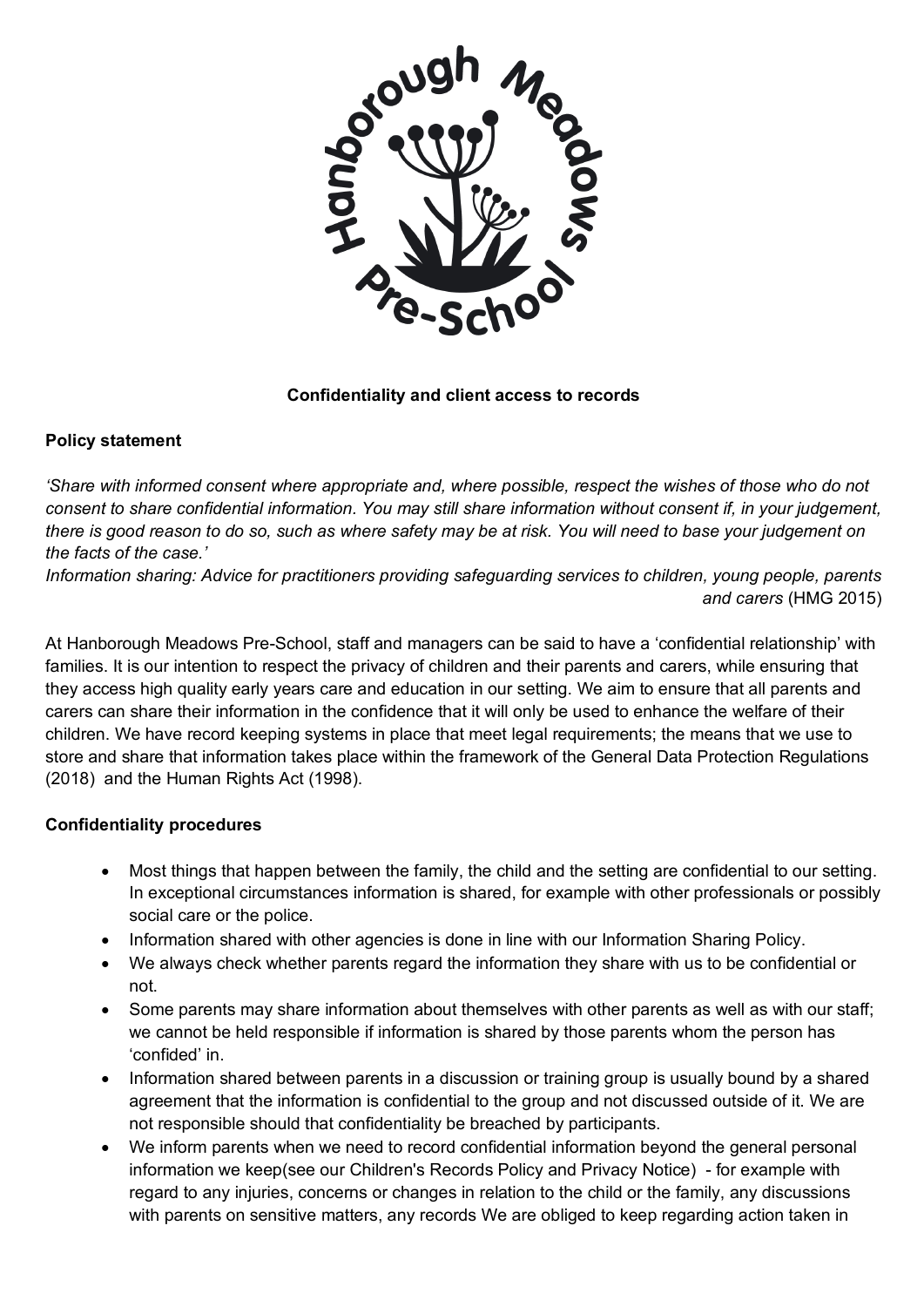**Confidentiality and client access to records**

**Policy statement**

*'Share with informed consent where appropriate and, where possible, respect the wishes of those who do not consent to share confidential information. You may still share information without consent if, in your judgement, there is good reason to do so, such as where safety may be at risk. You will need to base your judgement on the facts of the case.'*

*Information sharing: Advice for practitioners providing safeguarding services to children, young people, parents and carers* (HMG 2015)

At Hanborough Meadows Pre-School, staff and managers can be said to have a 'confidential relationship' with families. It is our intention to respect the privacy of children and their parents and carers, while ensuring that they access high quality early years care and education in our setting. We aim to ensure that all parents and carers can share their information in the confidence that it will only be used to enhance the welfare of their children. We have record keeping systems in place that meet legal requirements; the means that we use to store and share that information takes place within the framework of the General Data Protection Regulations (2018) and the Human Rights Act (1998).

**Confidentiality procedures**

- Most things that happen between the family, the child and the setting are confidential to our setting. In exceptional circumstances information is shared, for example with other professionals or possibly social care or the police.
- Information shared with other agencies is done in line with our Information Sharing Policy.
- We always check whether parents regard the information they share with us to be confidential or not.
- Some parents may share information about themselves with other parents as well as with our staff; we cannot be held responsible if information is shared by those parents whom the person has 'confided' in.
- Information shared between parents in a discussion or training group is usually bound by a shared agreement that the information is confidential to the group and not discussed outside of it. We are not responsible should that confidentiality be breached by participants.
- We inform parents when we need to record confidential information beyond the general personal information we keep(see our Children's Records Policy and Privacy Notice) - for example with regard to any injuries, concerns or changes in relation to the child or the family, any discussions with parents on sensitive matters, any records We are obliged to keep regarding action taken in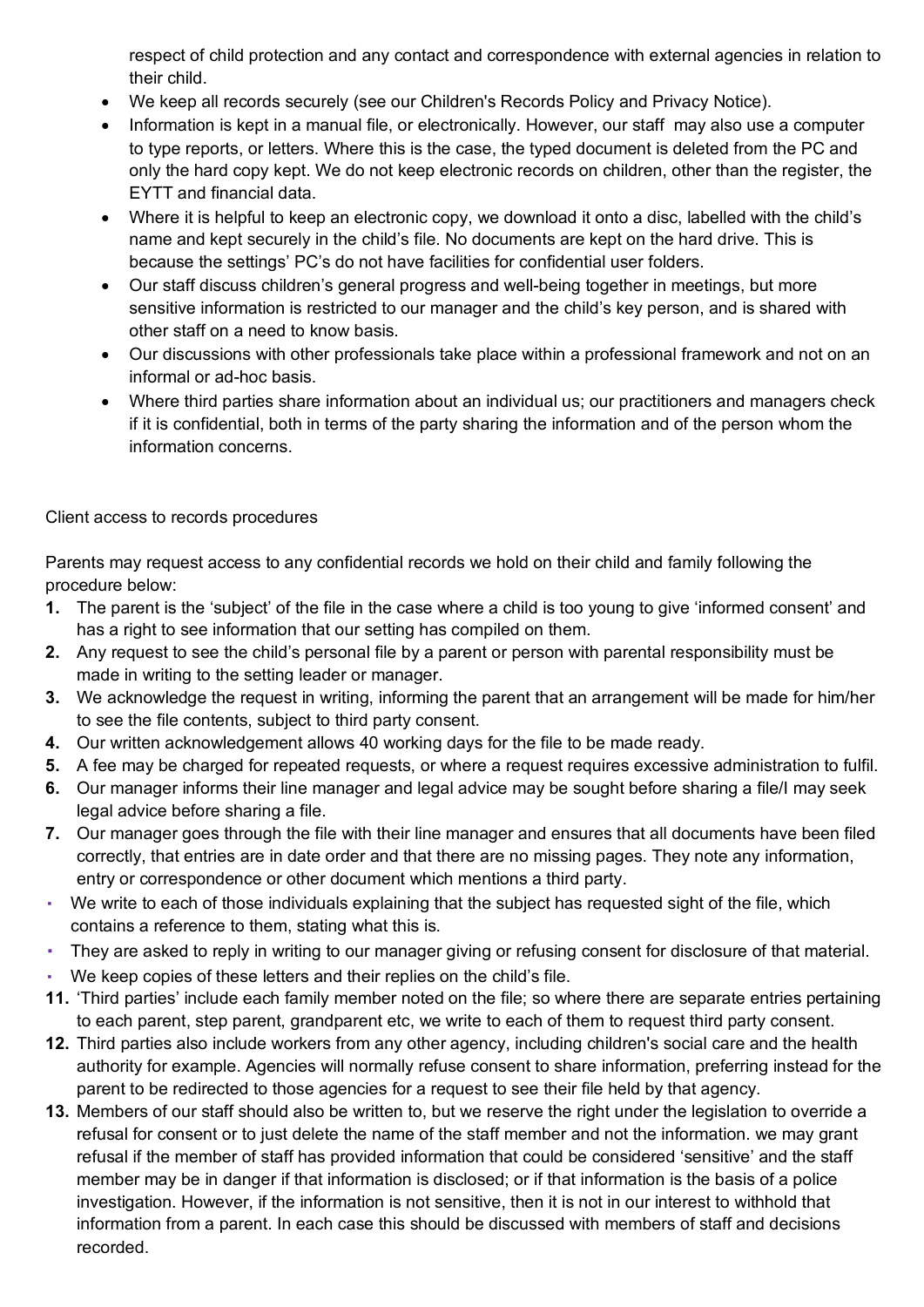respect of child protection and any contact and correspondence with external agencies in relation to their child.

- We keep all records securely (see our Children's Records Policy and Privacy Notice).
- Information is kept in a manual file, or electronically. However, our staff may also use a computer to type reports, or letters. Where this is the case, the typed document is deleted from the PC and only the hard copy kept. We do not keep electronic records on children, other than the register, the EYTT and financial data.
- Where it is helpful to keep an electronic copy, we download it onto a disc, labelled with the child's name and kept securely in the child's file. No documents are kept on the hard drive. This is because the settings' PC's do not have facilities for confidential user folders.
- Our staff discuss children's general progress and well-being together in meetings, but more sensitive information is restricted to our manager and the child's key person, and is shared with other staff on a need to know basis.
- Our discussions with other professionals take place within a professional framework and not on an informal or ad-hoc basis.
- Where third parties share information about an individual us; our practitioners and managers check if it is confidential, both in terms of the party sharing the information and of the person whom the information concerns.

Client access to records procedures

Parents may request access to any confidential records we hold on their child and family following the procedure below:

1. The parent is the 'subject' of the file in the case where a child is too young to give 'informed consent' and has a right to see information that our setting has compiled on them.
2. Any request to see the child's personal file by a parent or person with parental responsibility must be made in writing to the setting leader or manager.
3. We acknowledge the request in writing, informing the parent that an arrangement will be made for him/her to see the file contents, subject to third party consent.
4. Our written acknowledgement allows 40 working days for the file to be made ready.
5. A fee may be charged for repeated requests, or where a request requires excessive administration to fulfil.
6. Our manager informs their line manager and legal advice may be sought before sharing a file/I may seek legal advice before sharing a file.
7. Our manager goes through the file with their line manager and ensures that all documents have been filed correctly, that entries are in date order and that there are no missing pages. They note any information, entry or correspondence or other document which mentions a third party.

- We write to each of those individuals explaining that the subject has requested sight of the file, which contains a reference to them, stating what this is.
- They are asked to reply in writing to our manager giving or refusing consent for disclosure of that material.
- We keep copies of these letters and their replies on the child's file.

11. 'Third parties' include each family member noted on the file; so where there are separate entries pertaining to each parent, step parent, grandparent etc, we write to each of them to request third party consent.
12. Third parties also include workers from any other agency, including children's social care and the health authority for example. Agencies will normally refuse consent to share information, preferring instead for the parent to be redirected to those agencies for a request to see their file held by that agency.
13. Members of our staff should also be written to, but we reserve the right under the legislation to override a refusal for consent or to just delete the name of the staff member and not the information. we may grant refusal if the member of staff has provided information that could be considered 'sensitive' and the staff member may be in danger if that information is disclosed; or if that information is the basis of a police investigation. However, if the information is not sensitive, then it is not in our interest to withhold that information from a parent. In each case this should be discussed with members of staff and decisions recorded.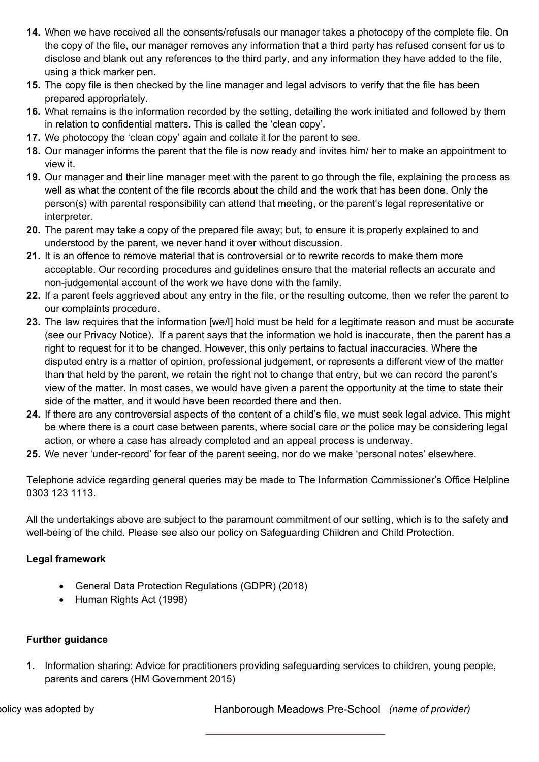14. When we have received all the consents/refusals our manager takes a photocopy of the complete file. On the copy of the file, our manager removes any information that a third party has refused consent for us to disclose and blank out any references to the third party, and any information they have added to the file, using a thick marker pen.
15. The copy file is then checked by the line manager and legal advisors to verify that the file has been prepared appropriately.
16. What remains is the information recorded by the setting, detailing the work initiated and followed by them in relation to confidential matters. This is called the 'clean copy'.
17. We photocopy the 'clean copy' again and collate it for the parent to see.
18. Our manager informs the parent that the file is now ready and invites him/ her to make an appointment to view it.
19. Our manager and their line manager meet with the parent to go through the file, explaining the process as well as what the content of the file records about the child and the work that has been done. Only the person(s) with parental responsibility can attend that meeting, or the parent's legal representative or interpreter.
20. The parent may take a copy of the prepared file away; but, to ensure it is properly explained to and understood by the parent, we never hand it over without discussion.
21. It is an offence to remove material that is controversial or to rewrite records to make them more acceptable. Our recording procedures and guidelines ensure that the material reflects an accurate and non-judgemental account of the work we have done with the family.
22. If a parent feels aggrieved about any entry in the file, or the resulting outcome, then we refer the parent to our complaints procedure.
23. The law requires that the information [we/I] hold must be held for a legitimate reason and must be accurate (see our Privacy Notice). If a parent says that the information we hold is inaccurate, then the parent has a right to request for it to be changed. However, this only pertains to factual inaccuracies. Where the disputed entry is a matter of opinion, professional judgement, or represents a different view of the matter than that held by the parent, we retain the right not to change that entry, but we can record the parent's view of the matter. In most cases, we would have given a parent the opportunity at the time to state their side of the matter, and it would have been recorded there and then.
24. If there are any controversial aspects of the content of a child's file, we must seek legal advice. This might be where there is a court case between parents, where social care or the police may be considering legal action, or where a case has already completed and an appeal process is underway.
25. We never 'under-record' for fear of the parent seeing, nor do we make 'personal notes' elsewhere.

Telephone advice regarding general queries may be made to The Information Commissioner's Office Helpline 0303 123 1113.

All the undertakings above are subject to the paramount commitment of our setting, which is to the safety and well-being of the child. Please see also our policy on Safeguarding Children and Child Protection.

**Legal framework**

- General Data Protection Regulations (GDPR) (2018)
- Human Rights Act (1998)

**Further guidance**

1. Information sharing: Advice for practitioners providing safeguarding services to children, young people, parents and carers (HM Government 2015)

policy was adopted by Hanborough Meadows Pre-School *(name of provider)*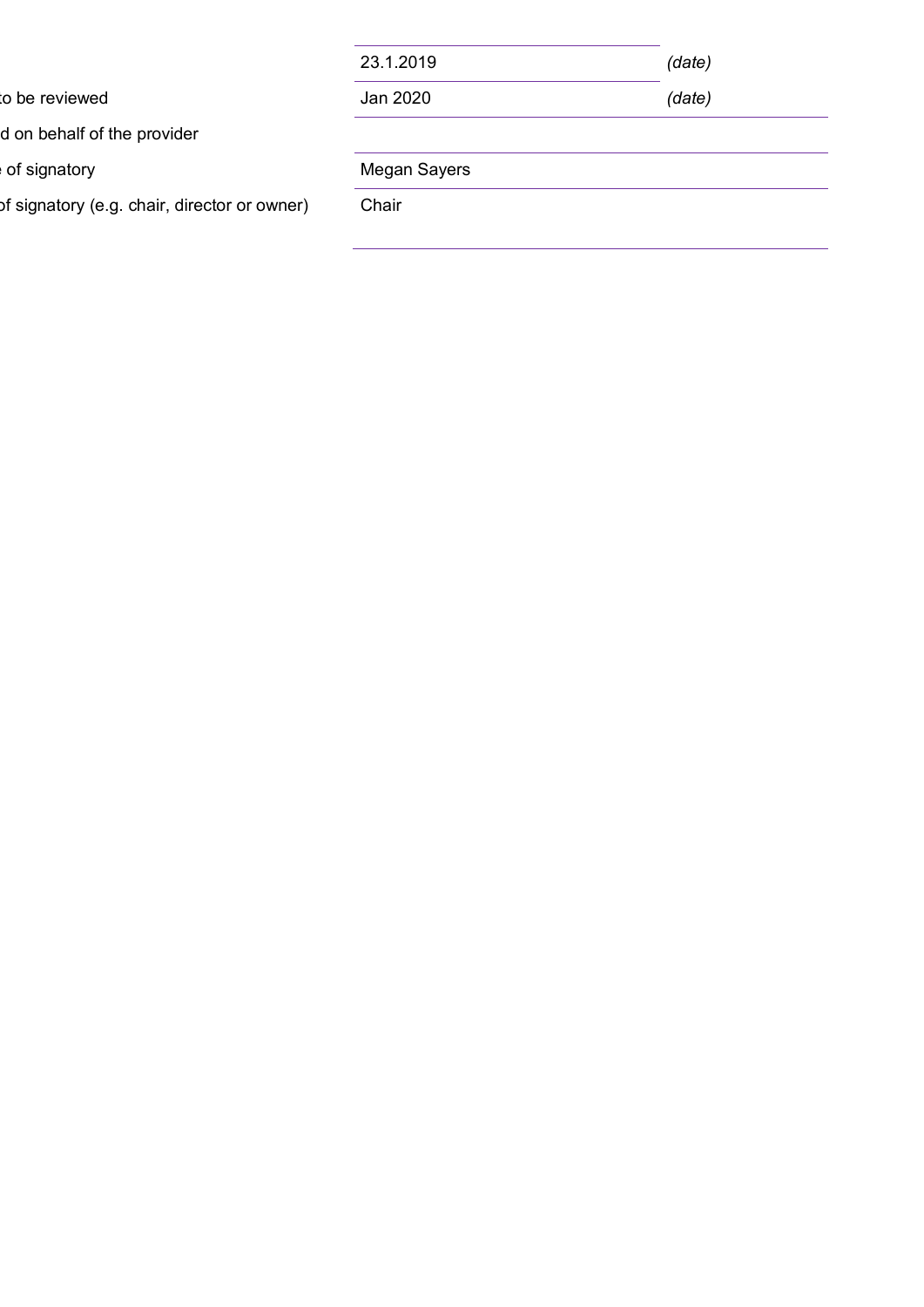| | | |
|---|---|---|
| | 23.1.2019 | *(date)* |
| to be reviewed | Jan 2020 | *(date)* |
| d on behalf of the provider | | |
| e of signatory | Megan Sayers | |
| of signatory (e.g. chair, director or owner) | Chair | |